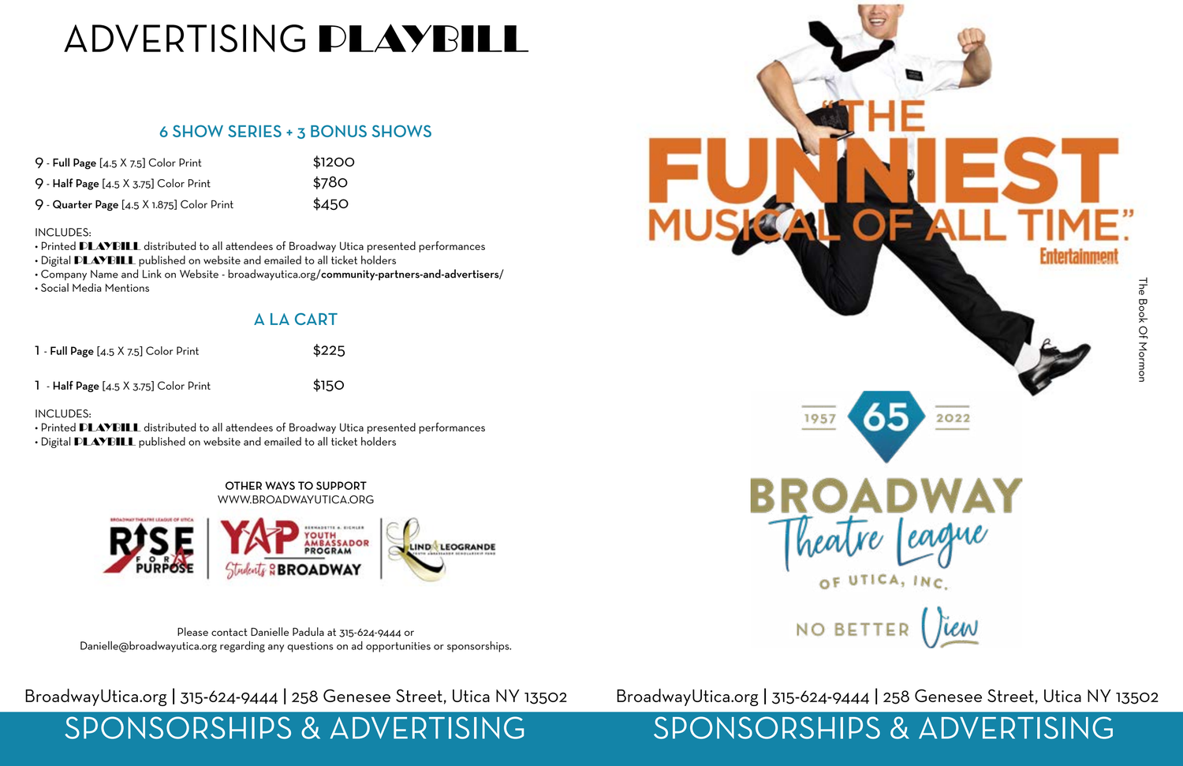# ADVERTISING PLAYBILL

## 6 SHOW SERIES + 3 BONUS SHOWS

| | |
|---|---|
| 9 - **Full Page** [4.5 X 7.5] Color Print | $1200 |
| 9 - **Half Page** [4.5 X 3.75] Color Print | $780 |
| 9 - **Quarter Page** [4.5 X 1.875] Color Print | $450 |

INCLUDES:

- Printed PLAYBILL distributed to all attendees of Broadway Utica presented performances
- Digital PLAYBILL published on website and emailed to all ticket holders
- Company Name and Link on Website - broadwayutica.org/**community-partners-and-advertisers/**
- Social Media Mentions

## A LA CART

| | |
|---|---|
| 1 - **Full Page** [4.5 X 7.5] Color Print | $225 |
| 1 - **Half Page** [4.5 X 3.75] Color Print | $150 |

INCLUDES:

- Printed PLAYBILL distributed to all attendees of Broadway Utica presented performances
- Digital PLAYBILL published on website and emailed to all ticket holders

OTHER WAYS TO SUPPORT
WWW.BROADWAYUTICA.ORG

RISE FOR PURPOSE | YAP Youth Ambassador Program – Students to Broadway | Lind Leogrande

Please contact Danielle Padula at 315-624-9444 or Danielle@broadwayutica.org regarding any questions on ad opportunities or sponsorships.

BroadwayUtica.org | 315-624-9444 | 258 Genesee Street, Utica NY 13502

SPONSORSHIPS & ADVERTISING

"THE FUNNIEST MUSICAL OF ALL TIME." — Entertainment

The Book Of Mormon

1957 65 2022

BROADWAY Theatre League OF UTICA, INC.

NO BETTER View

BroadwayUtica.org | 315-624-9444 | 258 Genesee Street, Utica NY 13502

SPONSORSHIPS & ADVERTISING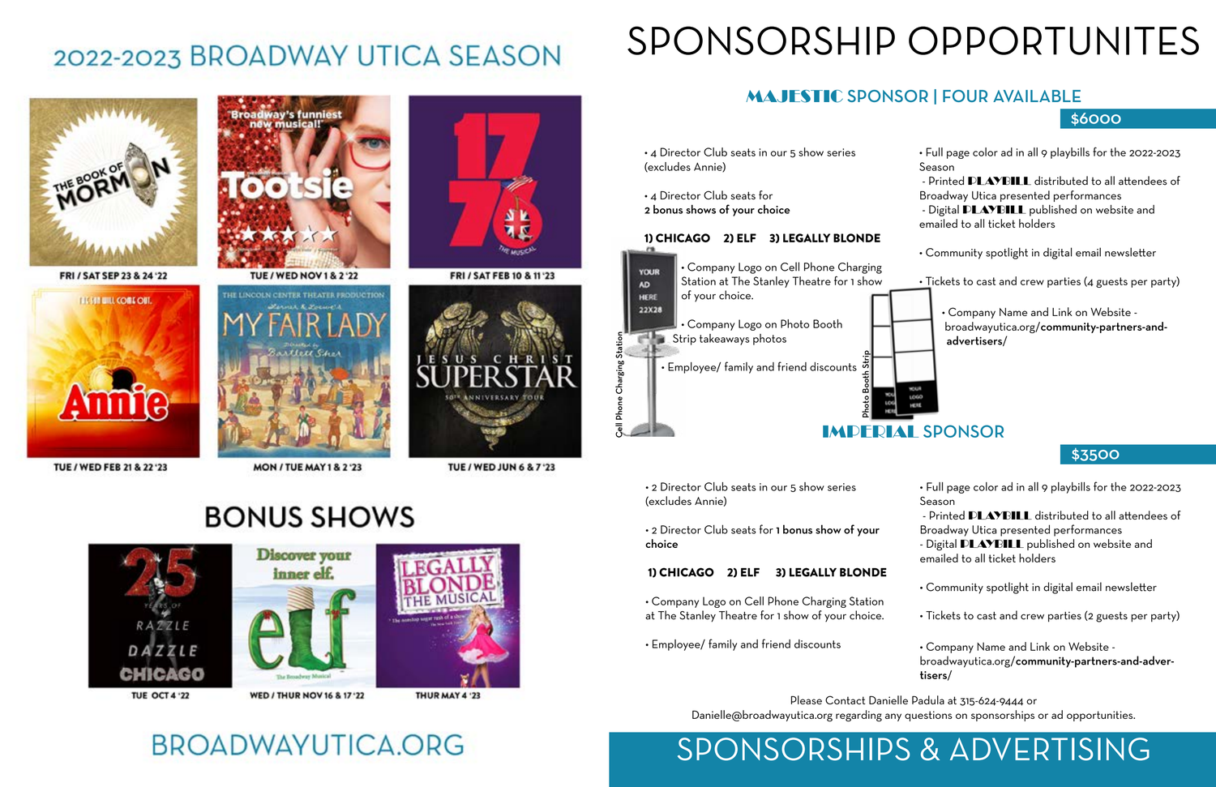# 2022-2023 BROADWAY UTICA SEASON

FRI / SAT SEP 23 & 24 '22

TUE / WED NOV 1 & 2 '22

FRI / SAT FEB 10 & 11 '23

TUE / WED FEB 21 & 22 '23

MON / TUE MAY 1 & 2 '23

TUE / WED JUN 6 & 7 '23

## BONUS SHOWS

TUE OCT 4 '22

WED / THUR NOV 16 & 17 '22

THUR MAY 4 '23

BROADWAYUTICA.ORG

# SPONSORSHIP OPPORTUNITES

## MAJESTIC SPONSOR | FOUR AVAILABLE

**$6000**

- 4 Director Club seats in our 5 show series (excludes Annie)
- 4 Director Club seats for **2 bonus shows of your choice**

**1) CHICAGO 2) ELF 3) LEGALLY BLONDE**

- Company Logo on Cell Phone Charging Station at The Stanley Theatre for 1 show of your choice.
- Company Logo on Photo Booth Strip takeaways photos
- Employee/ family and friend discounts
- Full page color ad in all 9 playbills for the 2022-2023 Season
  - Printed **PLAYBILL** distributed to all attendees of Broadway Utica presented performances
  - Digital **PLAYBILL** published on website and emailed to all ticket holders
- Community spotlight in digital email newsletter
- Tickets to cast and crew parties (4 guests per party)
- Company Name and Link on Website - broadwayutica.org/**community-partners-and-advertisers/**

Cell Phone Charging Station

Photo Booth Strip

## IMPERIAL SPONSOR

**$3500**

- 2 Director Club seats in our 5 show series (excludes Annie)
- 2 Director Club seats for **1 bonus show of your choice**

**1) CHICAGO 2) ELF 3) LEGALLY BLONDE**

- Company Logo on Cell Phone Charging Station at The Stanley Theatre for 1 show of your choice.
- Employee/ family and friend discounts
- Full page color ad in all 9 playbills for the 2022-2023 Season
  - Printed **PLAYBILL** distributed to all attendees of Broadway Utica presented performances
  - Digital **PLAYBILL** published on website and emailed to all ticket holders
- Community spotlight in digital email newsletter
- Tickets to cast and crew parties (2 guests per party)
- Company Name and Link on Website - broadwayutica.org/**community-partners-and-advertisers/**

Please Contact Danielle Padula at 315-624-9444 or Danielle@broadwayutica.org regarding any questions on sponsorships or ad opportunities.

# SPONSORSHIPS & ADVERTISING